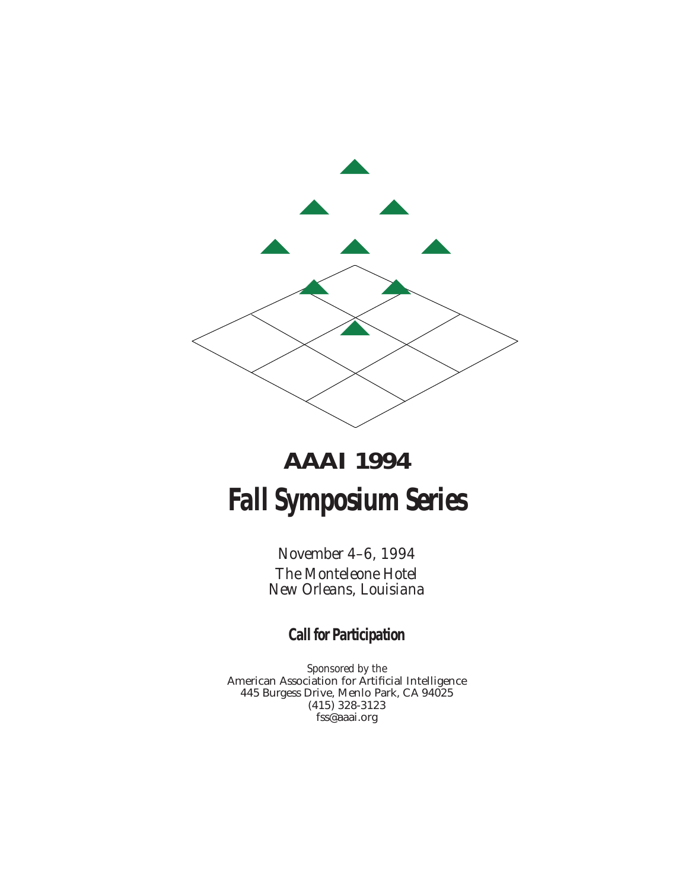# AAAI 1994

# Fall Symposium Series

*November 4–6, 1994*

*The Monteleone Hotel*
*New Orleans, Louisiana*

## Call for Participation

*Sponsored by the*
American Association for Artificial Intelligence
445 Burgess Drive, Menlo Park, CA 94025
(415) 328-3123
fss@aaai.org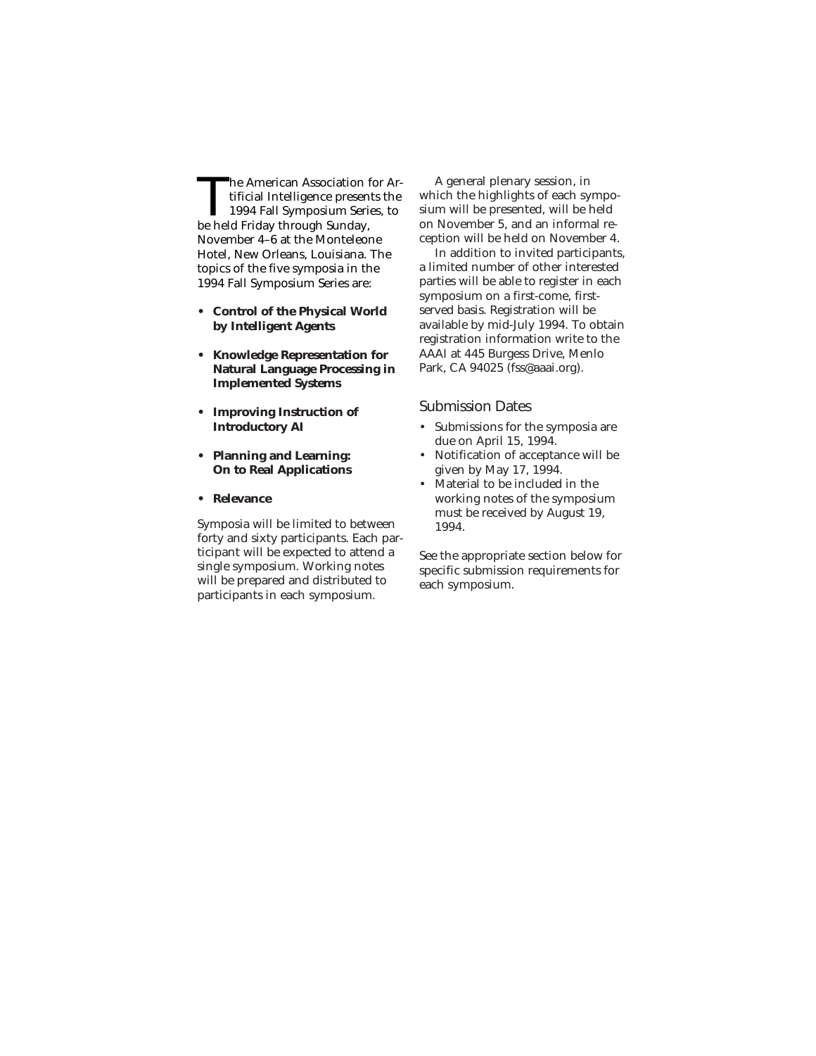The American Association for Artificial Intelligence presents the 1994 Fall Symposium Series, to be held Friday through Sunday, November 4–6 at the Monteleone Hotel, New Orleans, Louisiana. The topics of the five symposia in the 1994 Fall Symposium Series are:

- **Control of the Physical World by Intelligent Agents**
- **Knowledge Representation for Natural Language Processing in Implemented Systems**
- **Improving Instruction of Introductory AI**
- **Planning and Learning: On to Real Applications**
- **Relevance**

Symposia will be limited to between forty and sixty participants. Each participant will be expected to attend a single symposium. Working notes will be prepared and distributed to participants in each symposium.

A general plenary session, in which the highlights of each symposium will be presented, will be held on November 5, and an informal reception will be held on November 4.

In addition to invited participants, a limited number of other interested parties will be able to register in each symposium on a first-come, first-served basis. Registration will be available by mid-July 1994. To obtain registration information write to the AAAI at 445 Burgess Drive, Menlo Park, CA 94025 (fss@aaai.org).

## Submission Dates

- Submissions for the symposia are due on April 15, 1994.
- Notification of acceptance will be given by May 17, 1994.
- Material to be included in the working notes of the symposium must be received by August 19, 1994.

See the appropriate section below for specific submission requirements for each symposium.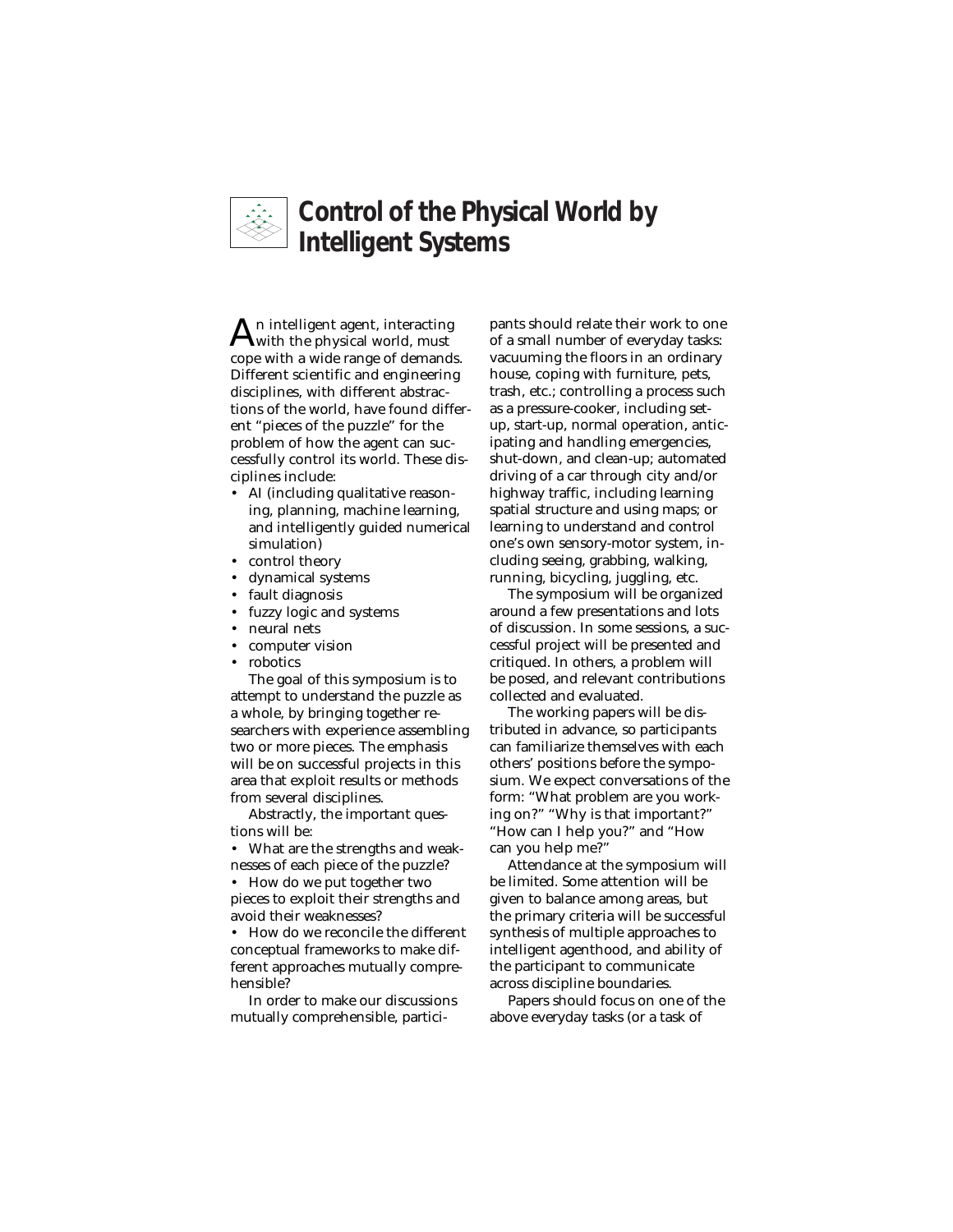# Control of the Physical World by Intelligent Systems

An intelligent agent, interacting with the physical world, must cope with a wide range of demands. Different scientific and engineering disciplines, with different abstractions of the world, have found different "pieces of the puzzle" for the problem of how the agent can successfully control its world. These disciplines include:

- AI (including qualitative reasoning, planning, machine learning, and intelligently guided numerical simulation)
- control theory
- dynamical systems
- fault diagnosis
- fuzzy logic and systems
- neural nets
- computer vision
- robotics

The goal of this symposium is to attempt to understand the puzzle as a whole, by bringing together researchers with experience assembling two or more pieces. The emphasis will be on successful projects in this area that exploit results or methods from several disciplines.

Abstractly, the important questions will be:

- What are the strengths and weaknesses of each piece of the puzzle?
- How do we put together two pieces to exploit their strengths and avoid their weaknesses?
- How do we reconcile the different conceptual frameworks to make different approaches mutually comprehensible?

In order to make our discussions mutually comprehensible, participants should relate their work to one of a small number of everyday tasks: vacuuming the floors in an ordinary house, coping with furniture, pets, trash, etc.; controlling a process such as a pressure-cooker, including set-up, start-up, normal operation, anticipating and handling emergencies, shut-down, and clean-up; automated driving of a car through city and/or highway traffic, including learning spatial structure and using maps; or learning to understand and control one's own sensory-motor system, including seeing, grabbing, walking, running, bicycling, juggling, etc.

The symposium will be organized around a few presentations and lots of discussion. In some sessions, a successful project will be presented and critiqued. In others, a problem will be posed, and relevant contributions collected and evaluated.

The working papers will be distributed in advance, so participants can familiarize themselves with each others' positions before the symposium. We expect conversations of the form: "What problem are you working on?" "Why is that important?" "How can I help you?" and "How can you help me?"

Attendance at the symposium will be limited. Some attention will be given to balance among areas, but the primary criteria will be successful synthesis of multiple approaches to intelligent agenthood, and ability of the participant to communicate across discipline boundaries.

Papers should focus on one of the above everyday tasks (or a task of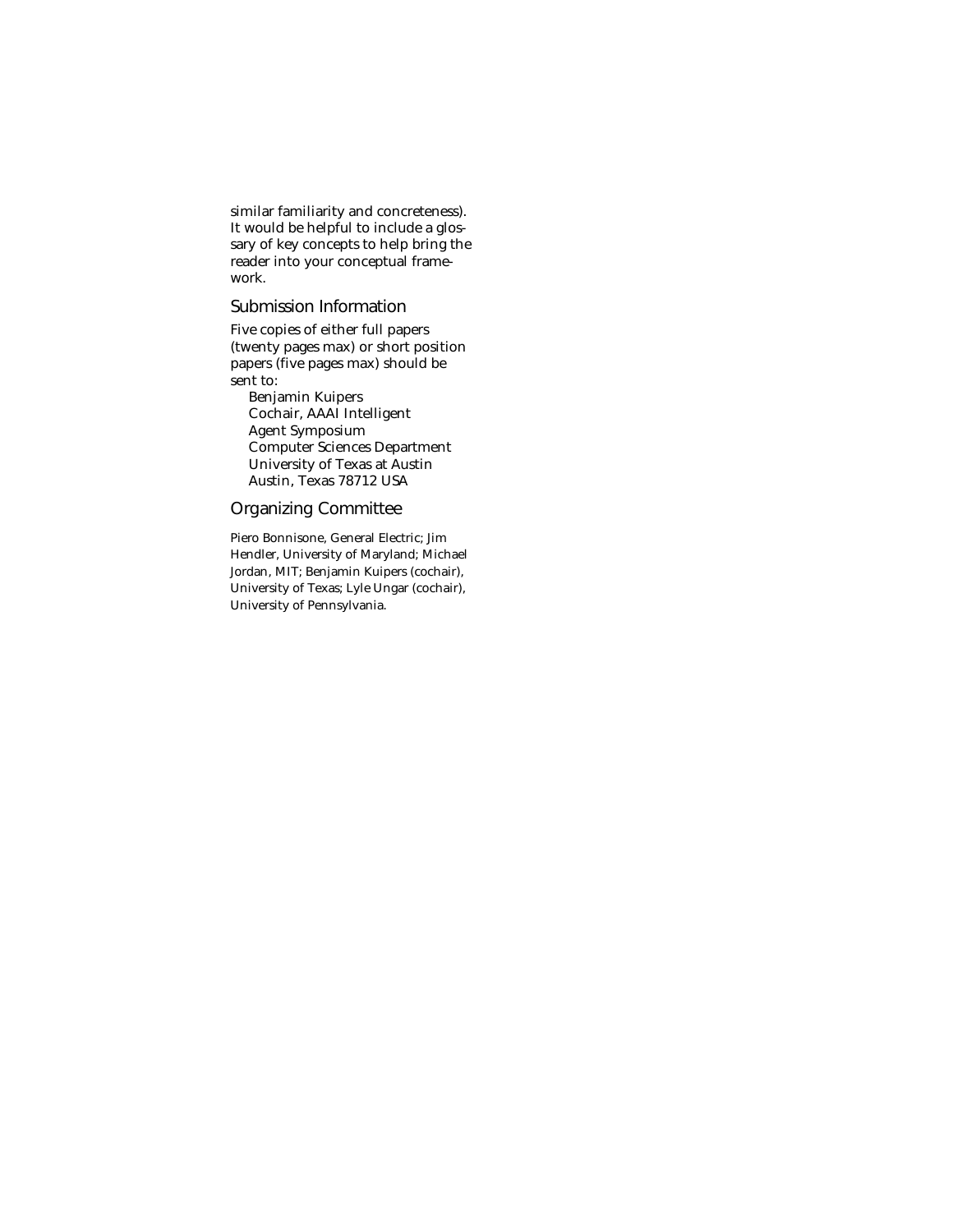similar familiarity and concreteness). It would be helpful to include a glossary of key concepts to help bring the reader into your conceptual framework.

## Submission Information

Five copies of either full papers (twenty pages max) or short position papers (five pages max) should be sent to:

Benjamin Kuipers
Cochair, AAAI Intelligent Agent Symposium
Computer Sciences Department
University of Texas at Austin
Austin, Texas 78712 USA

## Organizing Committee

Piero Bonnisone, General Electric; Jim Hendler, University of Maryland; Michael Jordan, MIT; Benjamin Kuipers (cochair), University of Texas; Lyle Ungar (cochair), University of Pennsylvania.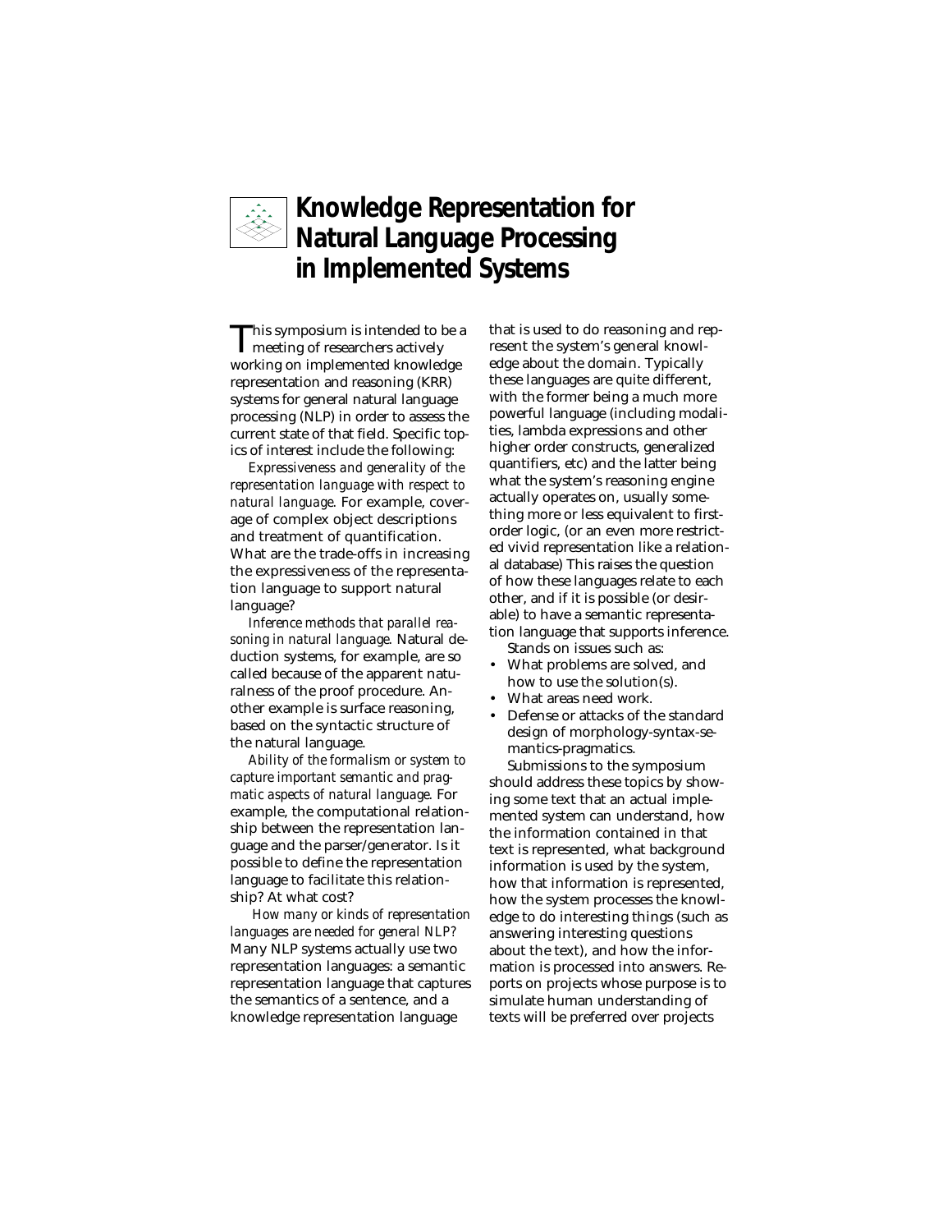# Knowledge Representation for Natural Language Processing in Implemented Systems

This symposium is intended to be a meeting of researchers actively working on implemented knowledge representation and reasoning (KRR) systems for general natural language processing (NLP) in order to assess the current state of that field. Specific topics of interest include the following:

*Expressiveness and generality of the representation language with respect to natural language.* For example, coverage of complex object descriptions and treatment of quantification. What are the trade-offs in increasing the expressiveness of the representation language to support natural language?

*Inference methods that parallel reasoning in natural language.* Natural deduction systems, for example, are so called because of the apparent naturalness of the proof procedure. Another example is surface reasoning, based on the syntactic structure of the natural language.

*Ability of the formalism or system to capture important semantic and pragmatic aspects of natural language.* For example, the computational relationship between the representation language and the parser/generator. Is it possible to define the representation language to facilitate this relationship? At what cost?

*How many or kinds of representation languages are needed for general NLP?* Many NLP systems actually use two representation languages: a semantic representation language that captures the semantics of a sentence, and a knowledge representation language that is used to do reasoning and represent the system's general knowledge about the domain. Typically these languages are quite different, with the former being a much more powerful language (including modalities, lambda expressions and other higher order constructs, generalized quantifiers, etc) and the latter being what the system's reasoning engine actually operates on, usually something more or less equivalent to first-order logic, (or an even more restricted vivid representation like a relational database) This raises the question of how these languages relate to each other, and if it is possible (or desirable) to have a semantic representation language that supports inference.

Stands on issues such as:

- What problems are solved, and how to use the solution(s).
- What areas need work.
- Defense or attacks of the standard design of morphology-syntax-semantics-pragmatics.

Submissions to the symposium should address these topics by showing some text that an actual implemented system can understand, how the information contained in that text is represented, what background information is used by the system, how that information is represented, how the system processes the knowledge to do interesting things (such as answering interesting questions about the text), and how the information is processed into answers. Reports on projects whose purpose is to simulate human understanding of texts will be preferred over projects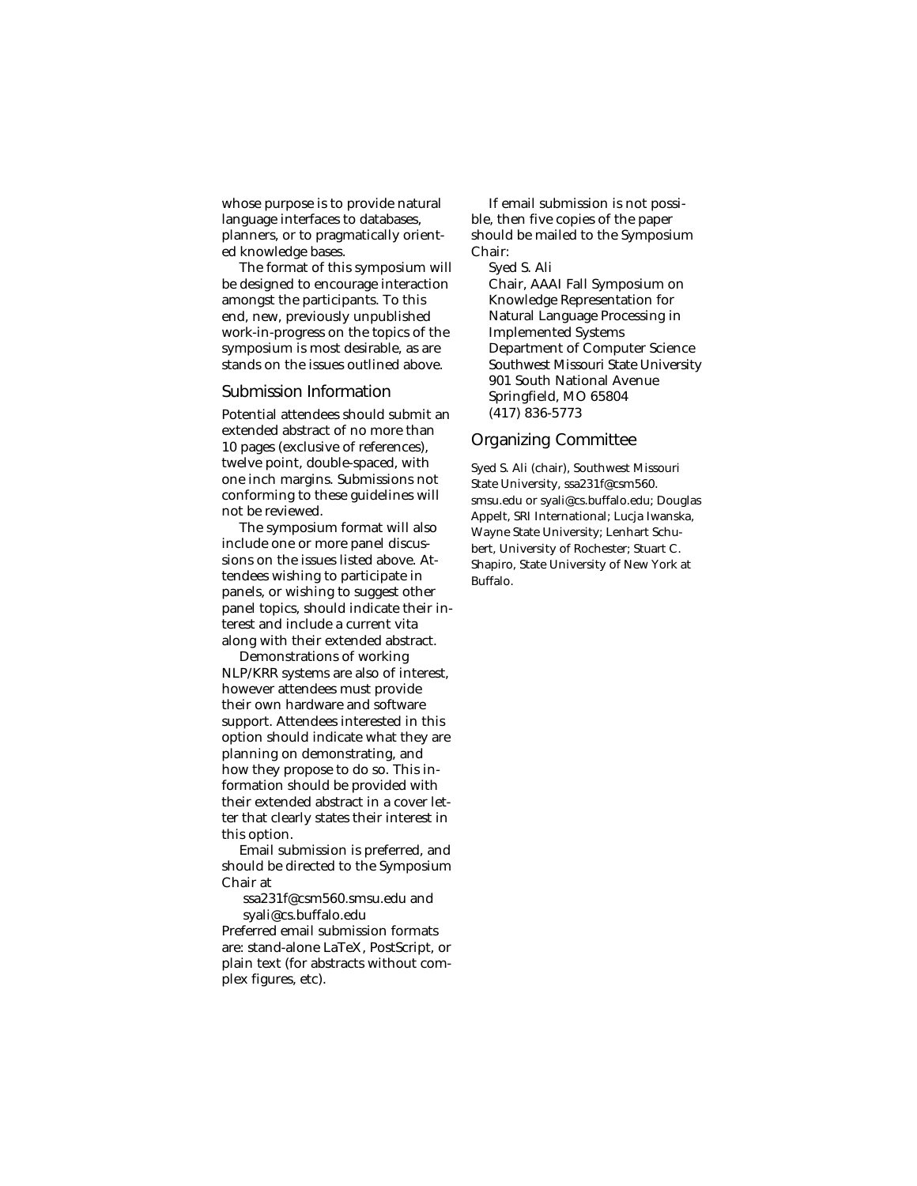whose purpose is to provide natural language interfaces to databases, planners, or to pragmatically oriented knowledge bases.

The format of this symposium will be designed to encourage interaction amongst the participants. To this end, new, previously unpublished work-in-progress on the topics of the symposium is most desirable, as are stands on the issues outlined above.

## Submission Information

Potential attendees should submit an extended abstract of no more than 10 pages (exclusive of references), twelve point, double-spaced, with one inch margins. Submissions not conforming to these guidelines will not be reviewed.

The symposium format will also include one or more panel discussions on the issues listed above. Attendees wishing to participate in panels, or wishing to suggest other panel topics, should indicate their interest and include a current vita along with their extended abstract.

Demonstrations of working NLP/KRR systems are also of interest, however attendees must provide their own hardware and software support. Attendees interested in this option should indicate what they are planning on demonstrating, and how they propose to do so. This information should be provided with their extended abstract in a cover letter that clearly states their interest in this option.

Email submission is preferred, and should be directed to the Symposium Chair at

ssa231f@csm560.smsu.edu and
syali@cs.buffalo.edu

Preferred email submission formats are: stand-alone LaTeX, PostScript, or plain text (for abstracts without complex figures, etc).

If email submission is not possible, then five copies of the paper should be mailed to the Symposium Chair:

Syed S. Ali
Chair, AAAI Fall Symposium on Knowledge Representation for Natural Language Processing in Implemented Systems
Department of Computer Science
Southwest Missouri State University
901 South National Avenue
Springfield, MO 65804
(417) 836-5773

## Organizing Committee

Syed S. Ali (chair), Southwest Missouri State University, ssa231f@csm560.smsu.edu or syali@cs.buffalo.edu; Douglas Appelt, SRI International; Lucja Iwanska, Wayne State University; Lenhart Schubert, University of Rochester; Stuart C. Shapiro, State University of New York at Buffalo.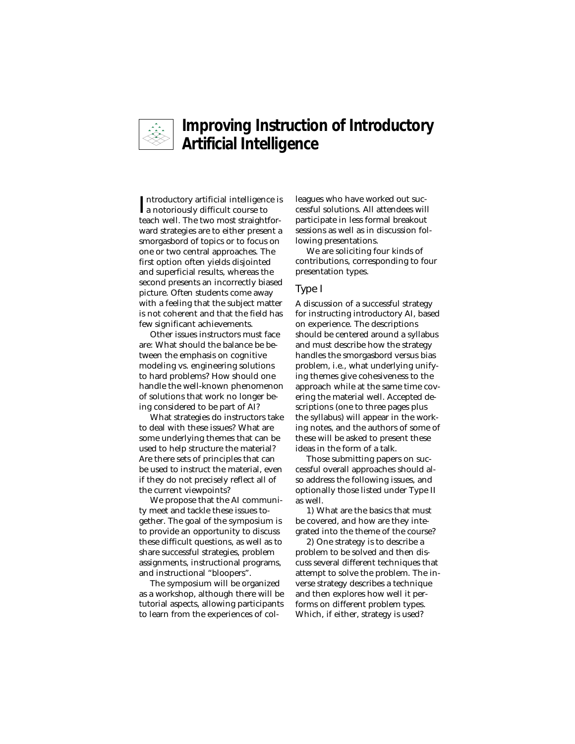# Improving Instruction of Introductory Artificial Intelligence

Introductory artificial intelligence is a notoriously difficult course to teach well. The two most straightforward strategies are to either present a smorgasbord of topics or to focus on one or two central approaches. The first option often yields disjointed and superficial results, whereas the second presents an incorrectly biased picture. Often students come away with a feeling that the subject matter is not coherent and that the field has few significant achievements.

Other issues instructors must face are: What should the balance be between the emphasis on cognitive modeling vs. engineering solutions to hard problems? How should one handle the well-known phenomenon of solutions that work no longer being considered to be part of AI?

What strategies do instructors take to deal with these issues? What are some underlying themes that can be used to help structure the material? Are there sets of principles that can be used to instruct the material, even if they do not precisely reflect all of the current viewpoints?

We propose that the AI community meet and tackle these issues together. The goal of the symposium is to provide an opportunity to discuss these difficult questions, as well as to share successful strategies, problem assignments, instructional programs, and instructional "bloopers".

The symposium will be organized as a workshop, although there will be tutorial aspects, allowing participants to learn from the experiences of colleagues who have worked out successful solutions. All attendees will participate in less formal breakout sessions as well as in discussion following presentations.

We are soliciting four kinds of contributions, corresponding to four presentation types.

## Type I

A discussion of a successful strategy for instructing introductory AI, based on experience. The descriptions should be centered around a syllabus and must describe how the strategy handles the smorgasbord versus bias problem, i.e., what underlying unifying themes give cohesiveness to the approach while at the same time covering the material well. Accepted descriptions (one to three pages plus the syllabus) will appear in the working notes, and the authors of some of these will be asked to present these ideas in the form of a talk.

Those submitting papers on successful overall approaches should also address the following issues, and optionally those listed under Type II as well.

1) What are the basics that must be covered, and how are they integrated into the theme of the course?

2) One strategy is to describe a problem to be solved and then discuss several different techniques that attempt to solve the problem. The inverse strategy describes a technique and then explores how well it performs on different problem types. Which, if either, strategy is used?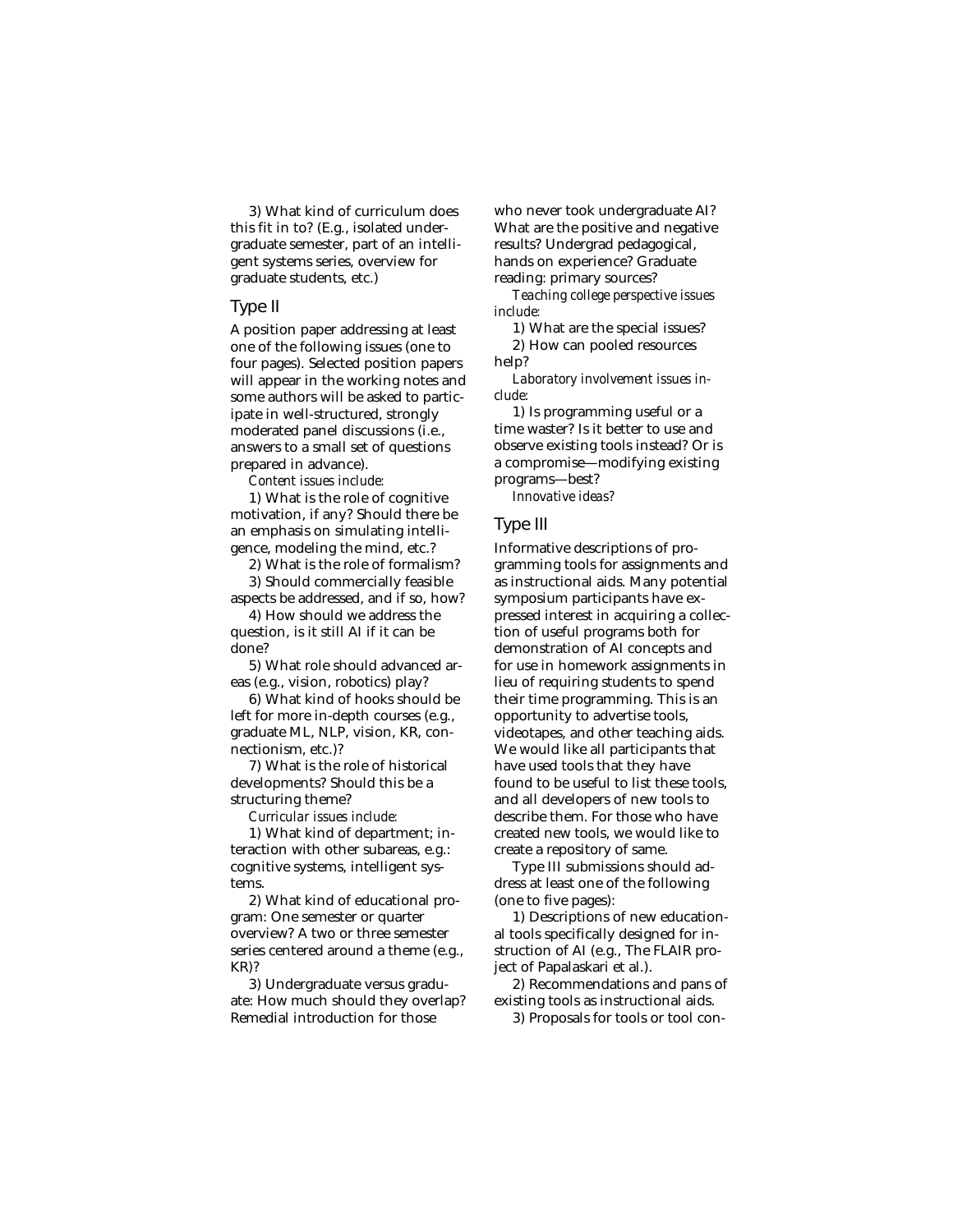3) What kind of curriculum does this fit in to? (E.g., isolated undergraduate semester, part of an intelligent systems series, overview for graduate students, etc.)

## Type II

A position paper addressing at least one of the following issues (one to four pages). Selected position papers will appear in the working notes and some authors will be asked to participate in well-structured, strongly moderated panel discussions (i.e., answers to a small set of questions prepared in advance).

*Content issues include:*

1) What is the role of cognitive motivation, if any? Should there be an emphasis on simulating intelligence, modeling the mind, etc.?

2) What is the role of formalism?

3) Should commercially feasible aspects be addressed, and if so, how?

4) How should we address the question, is it still AI if it can be done?

5) What role should advanced areas (e.g., vision, robotics) play?

6) What kind of hooks should be left for more in-depth courses (e.g., graduate ML, NLP, vision, KR, connectionism, etc.)?

7) What is the role of historical developments? Should this be a structuring theme?

*Curricular issues include:*

1) What kind of department; interaction with other subareas, e.g.: cognitive systems, intelligent systems.

2) What kind of educational program: One semester or quarter overview? A two or three semester series centered around a theme (e.g., KR)?

3) Undergraduate versus graduate: How much should they overlap? Remedial introduction for those who never took undergraduate AI? What are the positive and negative results? Undergrad pedagogical, hands on experience? Graduate reading: primary sources?

*Teaching college perspective issues include:*

1) What are the special issues?

2) How can pooled resources help?

*Laboratory involvement issues include:*

1) Is programming useful or a time waster? Is it better to use and observe existing tools instead? Or is a compromise—modifying existing programs—best?

*Innovative ideas?*

## Type III

Informative descriptions of programming tools for assignments and as instructional aids. Many potential symposium participants have expressed interest in acquiring a collection of useful programs both for demonstration of AI concepts and for use in homework assignments in lieu of requiring students to spend their time programming. This is an opportunity to advertise tools, videotapes, and other teaching aids. We would like all participants that have used tools that they have found to be useful to list these tools, and all developers of new tools to describe them. For those who have created new tools, we would like to create a repository of same.

Type III submissions should address at least one of the following (one to five pages):

1) Descriptions of new educational tools specifically designed for instruction of AI (e.g., The FLAIR project of Papalaskari et al.).

2) Recommendations and pans of existing tools as instructional aids.

3) Proposals for tools or tool con-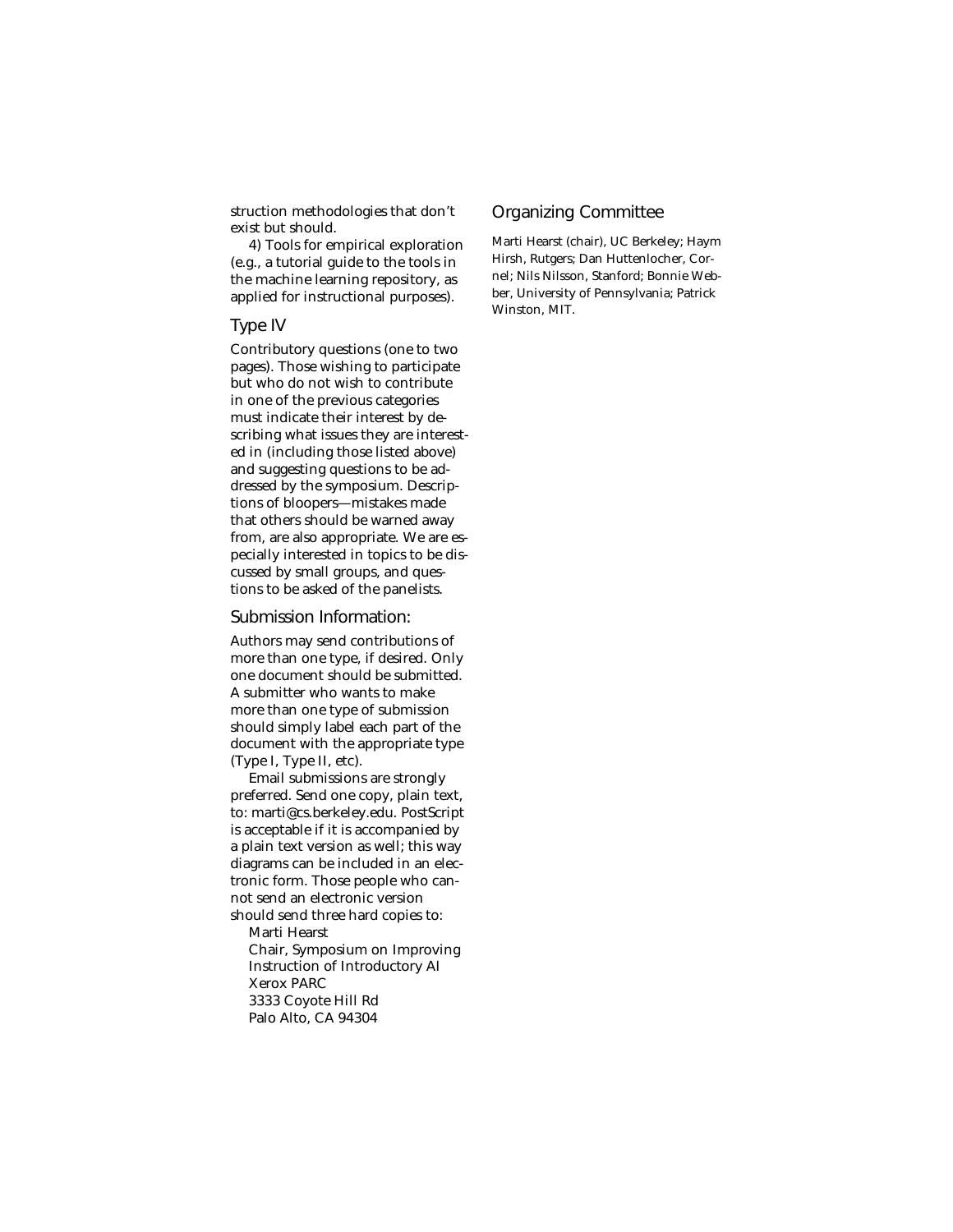struction methodologies that don't exist but should.

4) Tools for empirical exploration (e.g., a tutorial guide to the tools in the machine learning repository, as applied for instructional purposes).

## Type IV

Contributory questions (one to two pages). Those wishing to participate but who do not wish to contribute in one of the previous categories must indicate their interest by describing what issues they are interested in (including those listed above) and suggesting questions to be addressed by the symposium. Descriptions of bloopers—mistakes made that others should be warned away from, are also appropriate. We are especially interested in topics to be discussed by small groups, and questions to be asked of the panelists.

## Submission Information:

Authors may send contributions of more than one type, if desired. Only one document should be submitted. A submitter who wants to make more than one type of submission should simply label each part of the document with the appropriate type (Type I, Type II, etc).

Email submissions are strongly preferred. Send one copy, plain text, to: marti@cs.berkeley.edu. PostScript is acceptable if it is accompanied by a plain text version as well; this way diagrams can be included in an electronic form. Those people who cannot send an electronic version should send three hard copies to:

Marti Hearst
Chair, Symposium on Improving Instruction of Introductory AI
Xerox PARC
3333 Coyote Hill Rd
Palo Alto, CA 94304

## Organizing Committee

Marti Hearst (chair), UC Berkeley; Haym Hirsh, Rutgers; Dan Huttenlocher, Cornel; Nils Nilsson, Stanford; Bonnie Webber, University of Pennsylvania; Patrick Winston, MIT.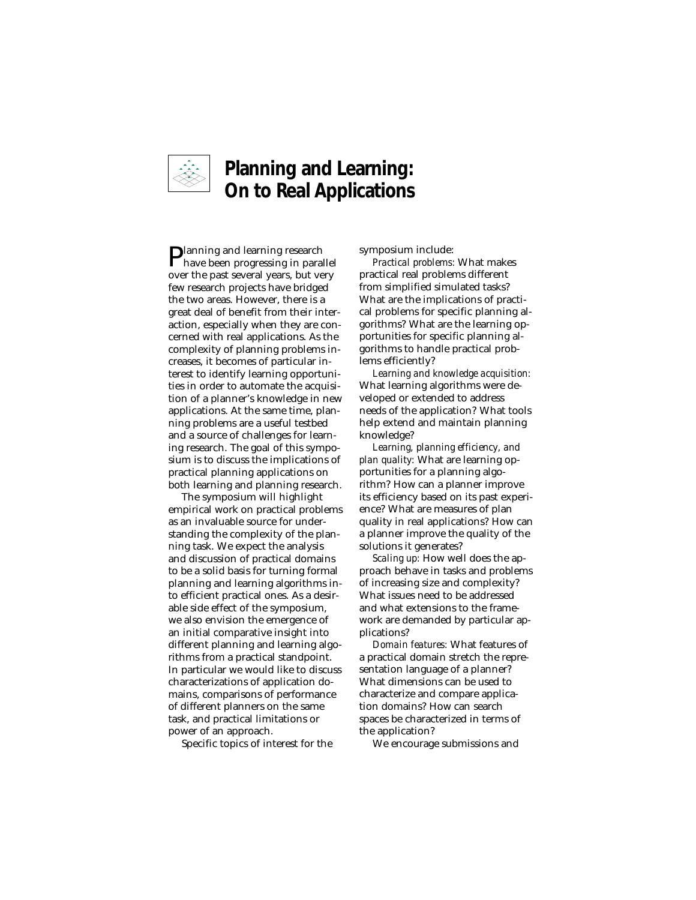# Planning and Learning: On to Real Applications

Planning and learning research have been progressing in parallel over the past several years, but very few research projects have bridged the two areas. However, there is a great deal of benefit from their interaction, especially when they are concerned with real applications. As the complexity of planning problems increases, it becomes of particular interest to identify learning opportunities in order to automate the acquisition of a planner's knowledge in new applications. At the same time, planning problems are a useful testbed and a source of challenges for learning research. The goal of this symposium is to discuss the implications of practical planning applications on both learning and planning research.

The symposium will highlight empirical work on practical problems as an invaluable source for understanding the complexity of the planning task. We expect the analysis and discussion of practical domains to be a solid basis for turning formal planning and learning algorithms into efficient practical ones. As a desirable side effect of the symposium, we also envision the emergence of an initial comparative insight into different planning and learning algorithms from a practical standpoint. In particular we would like to discuss characterizations of application domains, comparisons of performance of different planners on the same task, and practical limitations or power of an approach.

Specific topics of interest for the symposium include:

*Practical problems:* What makes practical real problems different from simplified simulated tasks? What are the implications of practical problems for specific planning algorithms? What are the learning opportunities for specific planning algorithms to handle practical problems efficiently?

*Learning and knowledge acquisition:* What learning algorithms were developed or extended to address needs of the application? What tools help extend and maintain planning knowledge?

*Learning, planning efficiency, and plan quality:* What are learning opportunities for a planning algorithm? How can a planner improve its efficiency based on its past experience? What are measures of plan quality in real applications? How can a planner improve the quality of the solutions it generates?

*Scaling up:* How well does the approach behave in tasks and problems of increasing size and complexity? What issues need to be addressed and what extensions to the framework are demanded by particular applications?

*Domain features:* What features of a practical domain stretch the representation language of a planner? What dimensions can be used to characterize and compare application domains? How can search spaces be characterized in terms of the application?

We encourage submissions and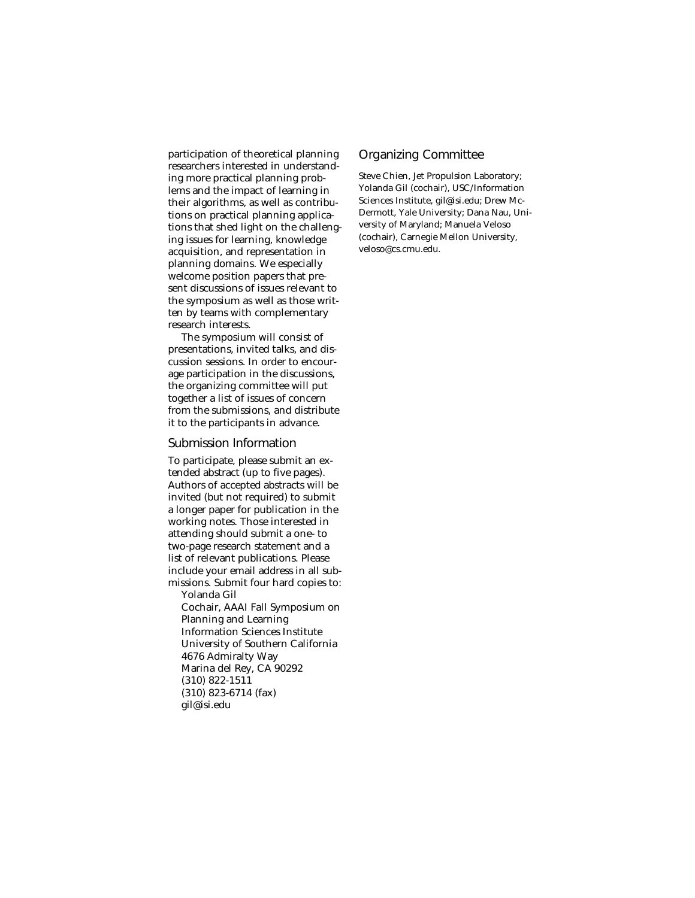participation of theoretical planning researchers interested in understanding more practical planning problems and the impact of learning in their algorithms, as well as contributions on practical planning applications that shed light on the challenging issues for learning, knowledge acquisition, and representation in planning domains. We especially welcome position papers that present discussions of issues relevant to the symposium as well as those written by teams with complementary research interests.

The symposium will consist of presentations, invited talks, and discussion sessions. In order to encourage participation in the discussions, the organizing committee will put together a list of issues of concern from the submissions, and distribute it to the participants in advance.

## Submission Information

To participate, please submit an extended abstract (up to five pages). Authors of accepted abstracts will be invited (but not required) to submit a longer paper for publication in the working notes. Those interested in attending should submit a one- to two-page research statement and a list of relevant publications. Please include your email address in all submissions. Submit four hard copies to:

Yolanda Gil  
Cochair, AAAI Fall Symposium on Planning and Learning  
Information Sciences Institute  
University of Southern California  
4676 Admiralty Way  
Marina del Rey, CA 90292  
(310) 822-1511  
(310) 823-6714 (fax)  
gil@isi.edu

## Organizing Committee

Steve Chien, Jet Propulsion Laboratory; Yolanda Gil (cochair), USC/Information Sciences Institute, gil@isi.edu; Drew McDermott, Yale University; Dana Nau, University of Maryland; Manuela Veloso (cochair), Carnegie Mellon University, veloso@cs.cmu.edu.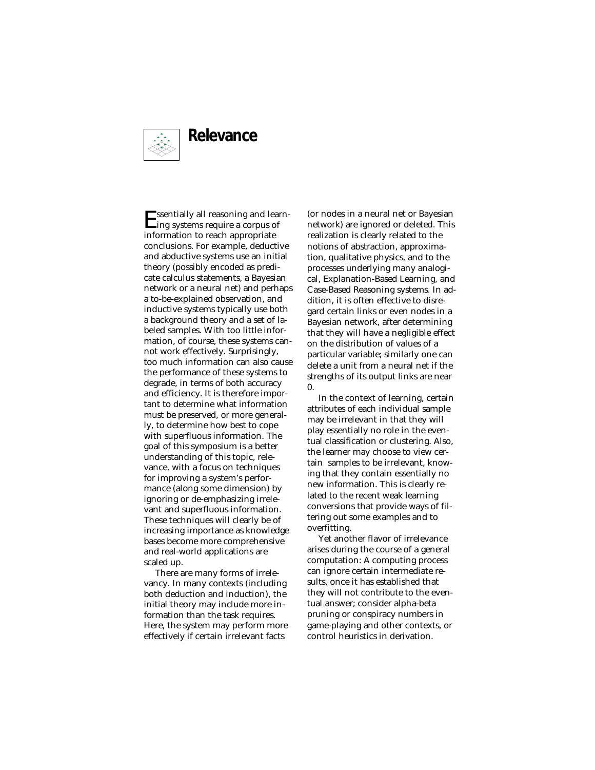# Relevance

Essentially all reasoning and learning systems require a corpus of information to reach appropriate conclusions. For example, deductive and abductive systems use an initial theory (possibly encoded as predicate calculus statements, a Bayesian network or a neural net) and perhaps a to-be-explained observation, and inductive systems typically use both a background theory and a set of labeled samples. With too little information, of course, these systems cannot work effectively. Surprisingly, too much information can also cause the performance of these systems to degrade, in terms of both accuracy and efficiency. It is therefore important to determine what information must be preserved, or more generally, to determine how best to cope with superfluous information. The goal of this symposium is a better understanding of this topic, relevance, with a focus on techniques for improving a system's performance (along some dimension) by ignoring or de-emphasizing irrelevant and superfluous information. These techniques will clearly be of increasing importance as knowledge bases become more comprehensive and real-world applications are scaled up.

There are many forms of irrelevancy. In many contexts (including both deduction and induction), the initial theory may include more information than the task requires. Here, the system may perform more effectively if certain irrelevant facts (or nodes in a neural net or Bayesian network) are ignored or deleted. This realization is clearly related to the notions of abstraction, approximation, qualitative physics, and to the processes underlying many analogical, Explanation-Based Learning, and Case-Based Reasoning systems. In addition, it is often effective to disregard certain links or even nodes in a Bayesian network, after determining that they will have a negligible effect on the distribution of values of a particular variable; similarly one can delete a unit from a neural net if the strengths of its output links are near 0.

In the context of learning, certain attributes of each individual sample may be irrelevant in that they will play essentially no role in the eventual classification or clustering. Also, the learner may choose to view certain samples to be irrelevant, knowing that they contain essentially no new information. This is clearly related to the recent weak learning conversions that provide ways of filtering out some examples and to overfitting.

Yet another flavor of irrelevance arises during the course of a general computation: A computing process can ignore certain intermediate results, once it has established that they will not contribute to the eventual answer; consider alpha-beta pruning or conspiracy numbers in game-playing and other contexts, or control heuristics in derivation.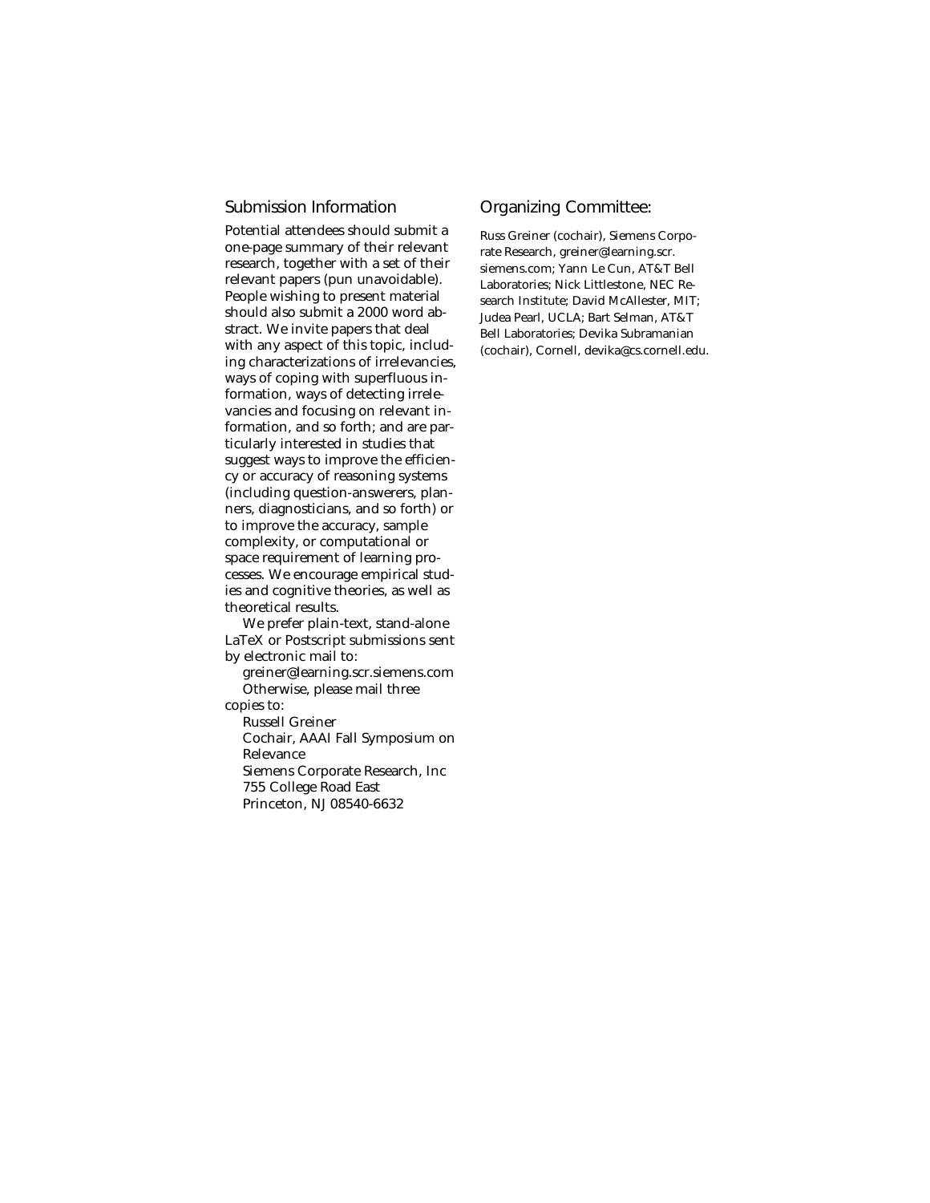## Submission Information

Potential attendees should submit a one-page summary of their relevant research, together with a set of their relevant papers (pun unavoidable). People wishing to present material should also submit a 2000 word abstract. We invite papers that deal with any aspect of this topic, including characterizations of irrelevancies, ways of coping with superfluous information, ways of detecting irrelevancies and focusing on relevant information, and so forth; and are particularly interested in studies that suggest ways to improve the efficiency or accuracy of reasoning systems (including question-answerers, planners, diagnosticians, and so forth) or to improve the accuracy, sample complexity, or computational or space requirement of learning processes. We encourage empirical studies and cognitive theories, as well as theoretical results.

We prefer plain-text, stand-alone LaTeX or Postscript submissions sent by electronic mail to:

greiner@learning.scr.siemens.com

Otherwise, please mail three copies to:

Russell Greiner
Cochair, AAAI Fall Symposium on Relevance
Siemens Corporate Research, Inc
755 College Road East
Princeton, NJ 08540-6632

## Organizing Committee:

Russ Greiner (cochair), Siemens Corporate Research, greiner@learning.scr.siemens.com; Yann Le Cun, AT&T Bell Laboratories; Nick Littlestone, NEC Research Institute; David McAllester, MIT; Judea Pearl, UCLA; Bart Selman, AT&T Bell Laboratories; Devika Subramanian (cochair), Cornell, devika@cs.cornell.edu.